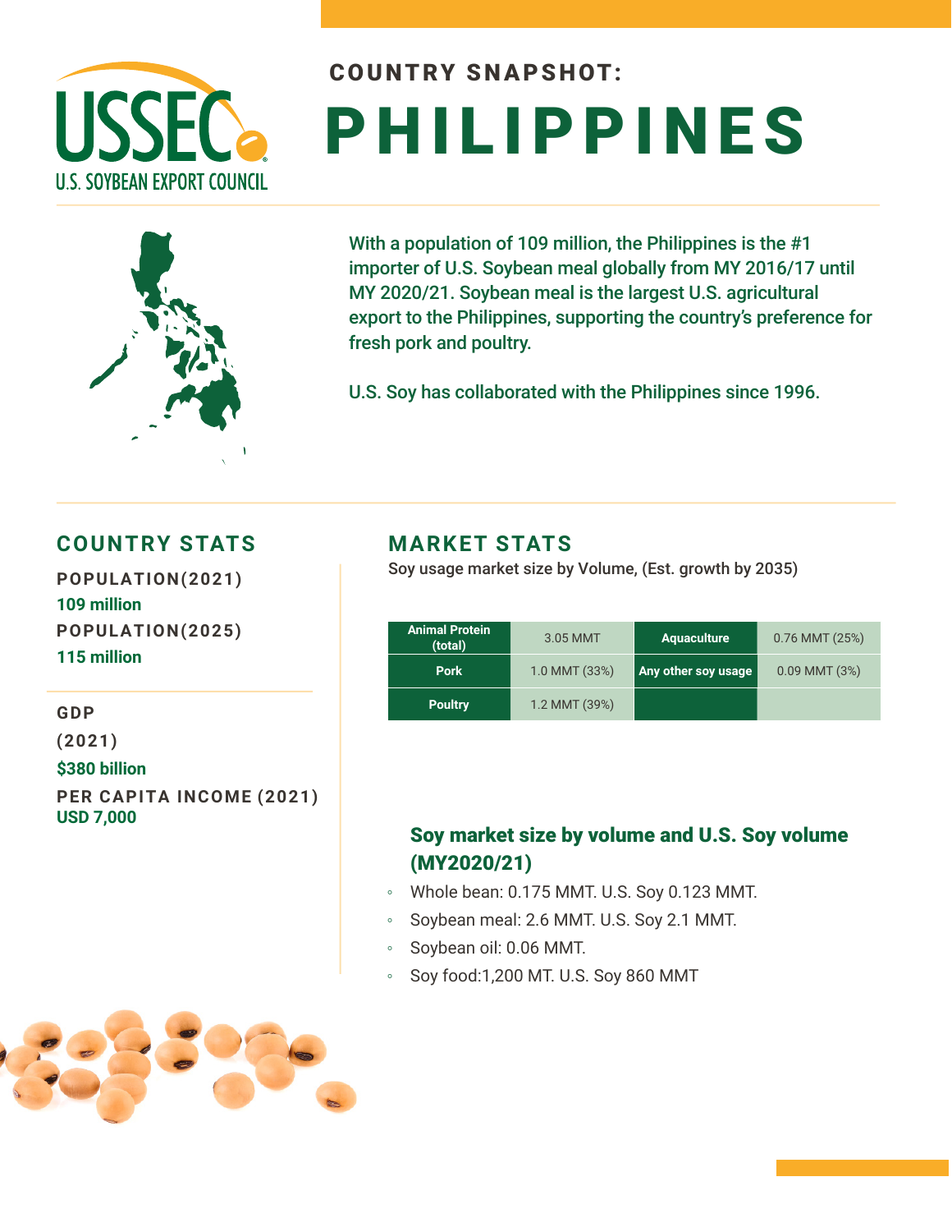USSEC
U.S. SOYBEAN EXPORT COUNCIL

## COUNTRY SNAPSHOT:

# PHILIPPINES

With a population of 109 million, the Philippines is the #1 importer of U.S. Soybean meal globally from MY 2016/17 until MY 2020/21. Soybean meal is the largest U.S. agricultural export to the Philippines, supporting the country's preference for fresh pork and poultry.

U.S. Soy has collaborated with the Philippines since 1996.

## COUNTRY STATS

**POPULATION(2021)**
109 million

**POPULATION(2025)**
115 million

**GDP (2021)**
$380 billion

**PER CAPITA INCOME (2021)**
USD 7,000

## MARKET STATS

Soy usage market size by Volume, (Est. growth by 2035)

| Animal Protein (total) | 3.05 MMT | Aquaculture | 0.76 MMT (25%) |
| --- | --- | --- | --- |
| Pork | 1.0 MMT (33%) | Any other soy usage | 0.09 MMT (3%) |
| Poultry | 1.2 MMT (39%) | | |

### Soy market size by volume and U.S. Soy volume (MY2020/21)

- Whole bean: 0.175 MMT. U.S. Soy 0.123 MMT.
- Soybean meal: 2.6 MMT. U.S. Soy 2.1 MMT.
- Soybean oil: 0.06 MMT.
- Soy food:1,200 MT. U.S. Soy 860 MMT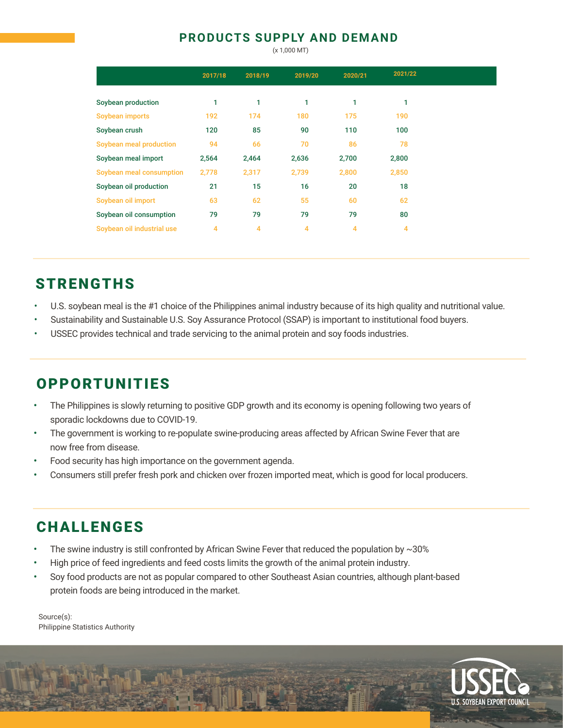## PRODUCTS SUPPLY AND DEMAND

(x 1,000 MT)

| | 2017/18 | 2018/19 | 2019/20 | 2020/21 | 2021/22 |
|---|---|---|---|---|---|
| Soybean production | 1 | 1 | 1 | 1 | 1 |
| Soybean imports | 192 | 174 | 180 | 175 | 190 |
| Soybean crush | 120 | 85 | 90 | 110 | 100 |
| Soybean meal production | 94 | 66 | 70 | 86 | 78 |
| Soybean meal import | 2,564 | 2,464 | 2,636 | 2,700 | 2,800 |
| Soybean meal consumption | 2,778 | 2,317 | 2,739 | 2,800 | 2,850 |
| Soybean oil production | 21 | 15 | 16 | 20 | 18 |
| Soybean oil import | 63 | 62 | 55 | 60 | 62 |
| Soybean oil consumption | 79 | 79 | 79 | 79 | 80 |
| Soybean oil industrial use | 4 | 4 | 4 | 4 | 4 |

## STRENGTHS

- U.S. soybean meal is the #1 choice of the Philippines animal industry because of its high quality and nutritional value.
- Sustainability and Sustainable U.S. Soy Assurance Protocol (SSAP) is important to institutional food buyers.
- USSEC provides technical and trade servicing to the animal protein and soy foods industries.

## OPPORTUNITIES

- The Philippines is slowly returning to positive GDP growth and its economy is opening following two years of sporadic lockdowns due to COVID-19.
- The government is working to re-populate swine-producing areas affected by African Swine Fever that are now free from disease.
- Food security has high importance on the government agenda.
- Consumers still prefer fresh pork and chicken over frozen imported meat, which is good for local producers.

## CHALLENGES

- The swine industry is still confronted by African Swine Fever that reduced the population by ~30%
- High price of feed ingredients and feed costs limits the growth of the animal protein industry.
- Soy food products are not as popular compared to other Southeast Asian countries, although plant-based protein foods are being introduced in the market.

Source(s):
Philippine Statistics Authority

USSEC
U.S. SOYBEAN EXPORT COUNCIL